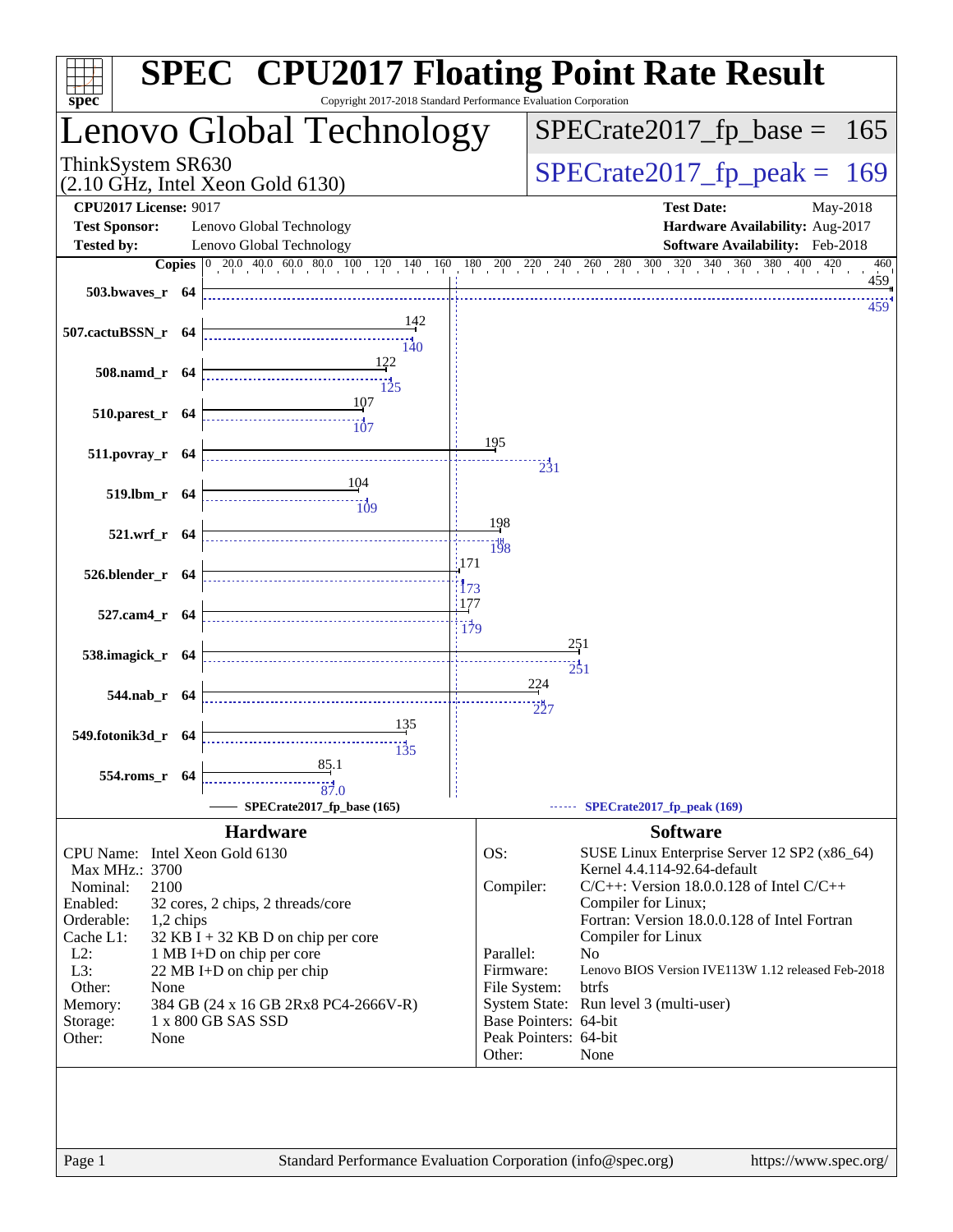# SPEC CPU2017 Floating Point Rate Result

Copyright 2017-2018 Standard Performance Evaluation Corporation

## Lenovo Global Technology

ThinkSystem SR630
(2.10 GHz, Intel Xeon Gold 6130)

SPECrate2017_fp_base = 165

SPECrate2017_fp_peak = 169

**CPU2017 License:** 9017
**Test Sponsor:** Lenovo Global Technology
**Tested by:** Lenovo Global Technology

**Test Date:** May-2018
**Hardware Availability:** Aug-2017
**Software Availability:** Feb-2018

Copies 0 20.0 40.0 60.0 80.0 100 120 140 160 180 200 220 240 260 280 300 320 340 360 380 400 420 460

503.bwaves_r 64 459 459
507.cactuBSSN_r 64 142 140
508.namd_r 64 122 125
510.parest_r 64 107 107
511.povray_r 64 195 231
519.lbm_r 64 104 109
521.wrf_r 64 198 198
526.blender_r 64 171 173
527.cam4_r 64 177 179
538.imagick_r 64 251 251
544.nab_r 64 224 227
549.fotonik3d_r 64 135 135
554.roms_r 64 85.1 87.0

SPECrate2017_fp_base (165)
SPECrate2017_fp_peak (169)

### Hardware

| | |
|---|---|
| CPU Name: | Intel Xeon Gold 6130 |
| Max MHz.: | 3700 |
| Nominal: | 2100 |
| Enabled: | 32 cores, 2 chips, 2 threads/core |
| Orderable: | 1,2 chips |
| Cache L1: | 32 KB I + 32 KB D on chip per core |
| L2: | 1 MB I+D on chip per core |
| L3: | 22 MB I+D on chip per chip |
| Other: | None |
| Memory: | 384 GB (24 x 16 GB 2Rx8 PC4-2666V-R) |
| Storage: | 1 x 800 GB SAS SSD |
| Other: | None |

### Software

| | |
|---|---|
| OS: | SUSE Linux Enterprise Server 12 SP2 (x86_64) Kernel 4.4.114-92.64-default |
| Compiler: | C/C++: Version 18.0.0.128 of Intel C/C++ Compiler for Linux; Fortran: Version 18.0.0.128 of Intel Fortran Compiler for Linux |
| Parallel: | No |
| Firmware: | Lenovo BIOS Version IVE113W 1.12 released Feb-2018 |
| File System: | btrfs |
| System State: | Run level 3 (multi-user) |
| Base Pointers: | 64-bit |
| Peak Pointers: | 64-bit |
| Other: | None |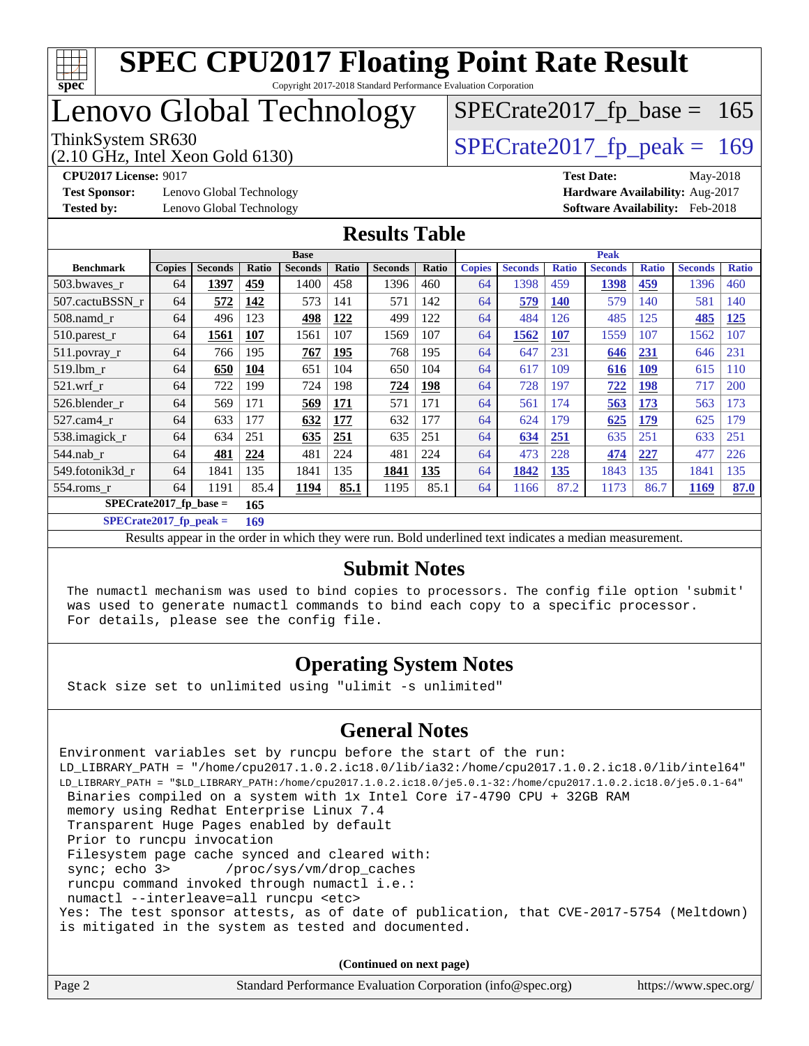# SPEC CPU2017 Floating Point Rate Result

Copyright 2017-2018 Standard Performance Evaluation Corporation

# Lenovo Global Technology

ThinkSystem SR630
(2.10 GHz, Intel Xeon Gold 6130)

SPECrate2017_fp_base = 165

SPECrate2017_fp_peak = 169

**CPU2017 License:** 9017
**Test Sponsor:** Lenovo Global Technology
**Tested by:** Lenovo Global Technology

**Test Date:** May-2018
**Hardware Availability:** Aug-2017
**Software Availability:** Feb-2018

## Results Table

| | Base | | | | | | | Peak | | | | | | |
|---|---|---|---|---|---|---|---|---|---|---|---|---|---|---|
| **Benchmark** | **Copies** | **Seconds** | **Ratio** | **Seconds** | **Ratio** | **Seconds** | **Ratio** | **Copies** | **Seconds** | **Ratio** | **Seconds** | **Ratio** | **Seconds** | **Ratio** |
| 503.bwaves_r | 64 | **1397** | **459** | 1400 | 458 | 1396 | 460 | 64 | 1398 | 459 | **1398** | **459** | 1396 | 460 |
| 507.cactuBSSN_r | 64 | **572** | **142** | 573 | 141 | 571 | 142 | 64 | **579** | **140** | 579 | 140 | 581 | 140 |
| 508.namd_r | 64 | 496 | 123 | **498** | **122** | 499 | 122 | 64 | 484 | 126 | 485 | 125 | **485** | **125** |
| 510.parest_r | 64 | **1561** | **107** | 1561 | 107 | 1569 | 107 | 64 | **1562** | **107** | 1559 | 107 | 1562 | 107 |
| 511.povray_r | 64 | 766 | 195 | **767** | **195** | 768 | 195 | 64 | 647 | 231 | **646** | **231** | 646 | 231 |
| 519.lbm_r | 64 | **650** | **104** | 651 | 104 | 650 | 104 | 64 | 617 | 109 | **616** | **109** | 615 | 110 |
| 521.wrf_r | 64 | 722 | 199 | 724 | 198 | **724** | **198** | 64 | 728 | 197 | **722** | **198** | 717 | 200 |
| 526.blender_r | 64 | 569 | 171 | **569** | **171** | 571 | 171 | 64 | 561 | 174 | **563** | **173** | 563 | 173 |
| 527.cam4_r | 64 | 633 | 177 | **632** | **177** | 632 | 177 | 64 | 624 | 179 | **625** | **179** | 625 | 179 |
| 538.imagick_r | 64 | 634 | 251 | **635** | **251** | 635 | 251 | 64 | **634** | **251** | 635 | 251 | 633 | 251 |
| 544.nab_r | 64 | **481** | **224** | 481 | 224 | 481 | 224 | 64 | 473 | 228 | **474** | **227** | 477 | 226 |
| 549.fotonik3d_r | 64 | 1841 | 135 | 1841 | 135 | **1841** | **135** | 64 | **1842** | **135** | 1843 | 135 | 1841 | 135 |
| 554.roms_r | 64 | 1191 | 85.4 | **1194** | **85.1** | 1195 | 85.1 | 64 | 1166 | 87.2 | 1173 | 86.7 | **1169** | **87.0** |

**SPECrate2017_fp_base = 165**

**SPECrate2017_fp_peak = 169**

Results appear in the order in which they were run. Bold underlined text indicates a median measurement.

## Submit Notes

```
The numactl mechanism was used to bind copies to processors. The config file option 'submit'
was used to generate numactl commands to bind each copy to a specific processor.
For details, please see the config file.
```

## Operating System Notes

```
Stack size set to unlimited using "ulimit -s unlimited"
```

## General Notes

```
Environment variables set by runcpu before the start of the run:
LD_LIBRARY_PATH = "/home/cpu2017.1.0.2.ic18.0/lib/ia32:/home/cpu2017.1.0.2.ic18.0/lib/intel64"
LD_LIBRARY_PATH = "$LD_LIBRARY_PATH:/home/cpu2017.1.0.2.ic18.0/je5.0.1-32:/home/cpu2017.1.0.2.ic18.0/je5.0.1-64"
 Binaries compiled on a system with 1x Intel Core i7-4790 CPU + 32GB RAM
 memory using Redhat Enterprise Linux 7.4
 Transparent Huge Pages enabled by default
 Prior to runcpu invocation
 Filesystem page cache synced and cleared with:
 sync; echo 3>       /proc/sys/vm/drop_caches
 runcpu command invoked through numactl i.e.:
 numactl --interleave=all runcpu <etc>
Yes: The test sponsor attests, as of date of publication, that CVE-2017-5754 (Meltdown)
is mitigated in the system as tested and documented.
```

**(Continued on next page)**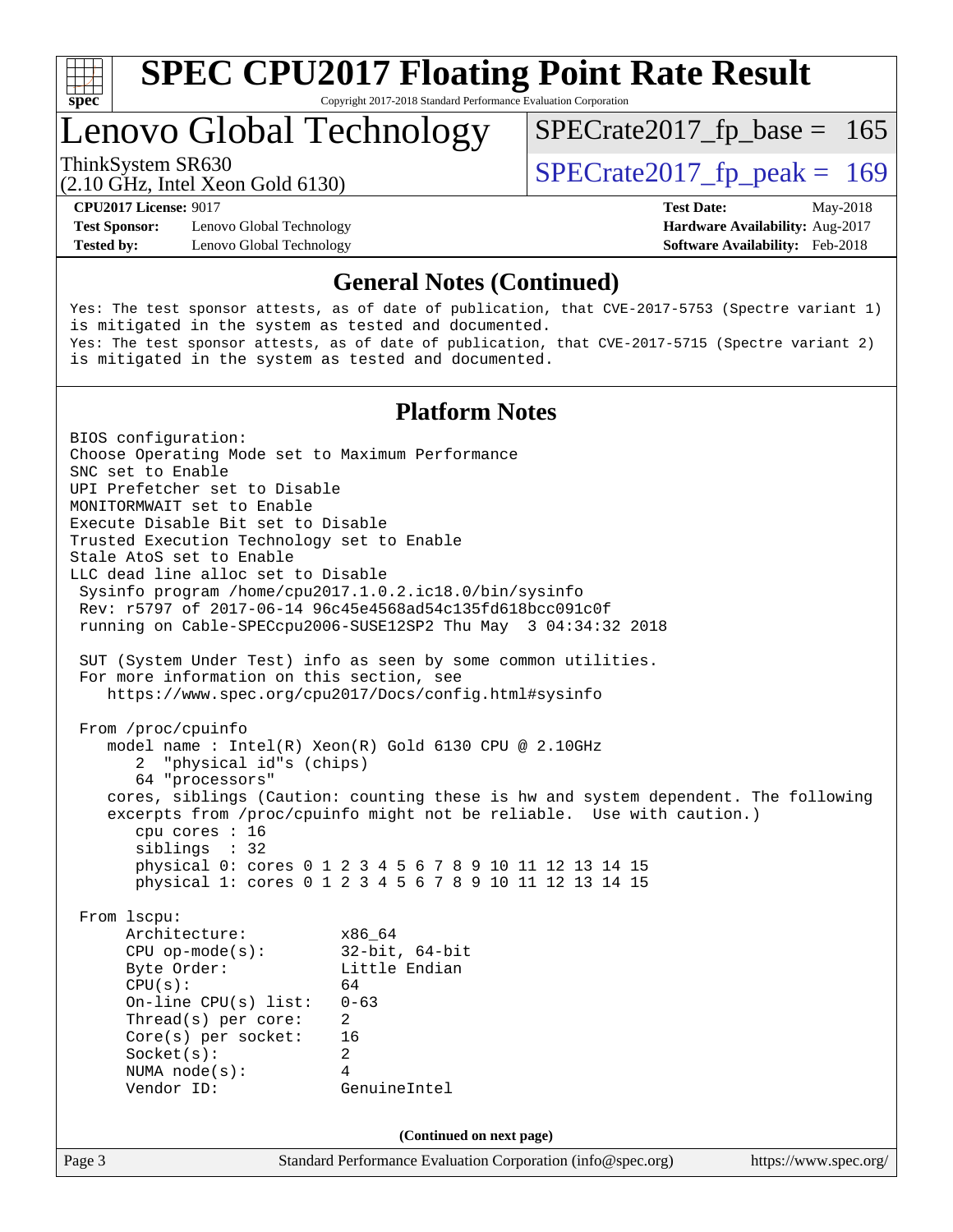# SPEC CPU2017 Floating Point Rate Result

Copyright 2017-2018 Standard Performance Evaluation Corporation

# Lenovo Global Technology

ThinkSystem SR630
(2.10 GHz, Intel Xeon Gold 6130)

SPECrate2017_fp_base = 165

SPECrate2017_fp_peak = 169

**CPU2017 License:** 9017
**Test Sponsor:** Lenovo Global Technology
**Tested by:** Lenovo Global Technology

**Test Date:** May-2018
**Hardware Availability:** Aug-2017
**Software Availability:** Feb-2018

## General Notes (Continued)

```
Yes: The test sponsor attests, as of date of publication, that CVE-2017-5753 (Spectre variant 1)
is mitigated in the system as tested and documented.
Yes: The test sponsor attests, as of date of publication, that CVE-2017-5715 (Spectre variant 2)
is mitigated in the system as tested and documented.
```

## Platform Notes

```
BIOS configuration:
Choose Operating Mode set to Maximum Performance
SNC set to Enable
UPI Prefetcher set to Disable
MONITORMWAIT set to Enable
Execute Disable Bit set to Disable
Trusted Execution Technology set to Enable
Stale AtoS set to Enable
LLC dead line alloc set to Disable
 Sysinfo program /home/cpu2017.1.0.2.ic18.0/bin/sysinfo
 Rev: r5797 of 2017-06-14 96c45e4568ad54c135fd618bcc091c0f
 running on Cable-SPECcpu2006-SUSE12SP2 Thu May  3 04:34:32 2018

 SUT (System Under Test) info as seen by some common utilities.
 For more information on this section, see
    https://www.spec.org/cpu2017/Docs/config.html#sysinfo

 From /proc/cpuinfo
    model name : Intel(R) Xeon(R) Gold 6130 CPU @ 2.10GHz
       2  "physical id"s (chips)
       64 "processors"
    cores, siblings (Caution: counting these is hw and system dependent. The following
    excerpts from /proc/cpuinfo might not be reliable.  Use with caution.)
       cpu cores : 16
       siblings  : 32
       physical 0: cores 0 1 2 3 4 5 6 7 8 9 10 11 12 13 14 15
       physical 1: cores 0 1 2 3 4 5 6 7 8 9 10 11 12 13 14 15

 From lscpu:
      Architecture:          x86_64
      CPU op-mode(s):        32-bit, 64-bit
      Byte Order:            Little Endian
      CPU(s):                64
      On-line CPU(s) list:   0-63
      Thread(s) per core:    2
      Core(s) per socket:    16
      Socket(s):             2
      NUMA node(s):          4
      Vendor ID:             GenuineIntel
```

**(Continued on next page)**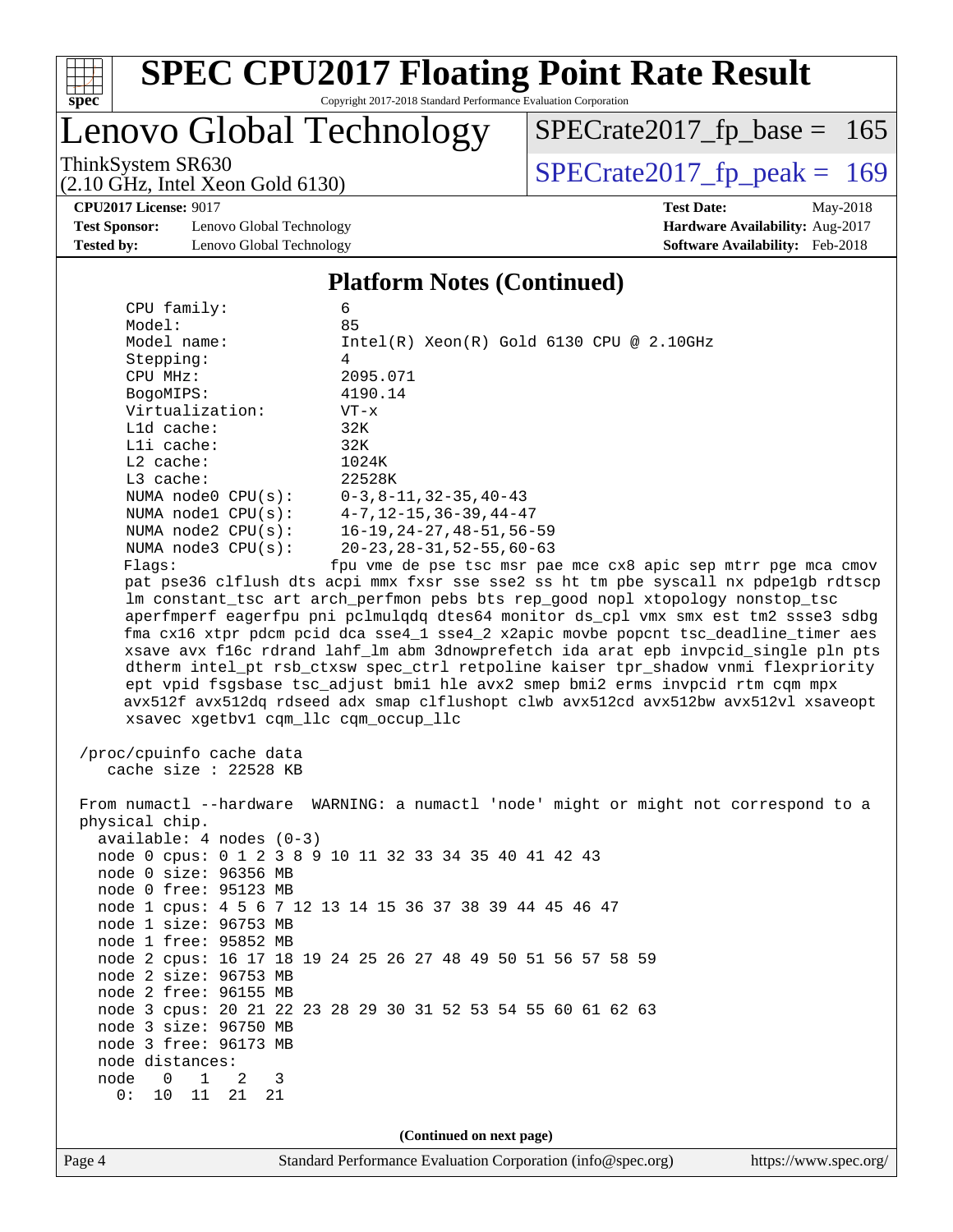## Platform Notes (Continued)

```
     CPU family:            6
     Model:                 85
     Model name:            Intel(R) Xeon(R) Gold 6130 CPU @ 2.10GHz
     Stepping:              4
     CPU MHz:               2095.071
     BogoMIPS:              4190.14
     Virtualization:        VT-x
     L1d cache:             32K
     L1i cache:             32K
     L2 cache:              1024K
     L3 cache:              22528K
     NUMA node0 CPU(s):     0-3,8-11,32-35,40-43
     NUMA node1 CPU(s):     4-7,12-15,36-39,44-47
     NUMA node2 CPU(s):     16-19,24-27,48-51,56-59
     NUMA node3 CPU(s):     20-23,28-31,52-55,60-63
     Flags:                fpu vme de pse tsc msr pae mce cx8 apic sep mtrr pge mca cmov
     pat pse36 clflush dts acpi mmx fxsr sse sse2 ss ht tm pbe syscall nx pdpe1gb rdtscp
     lm constant_tsc art arch_perfmon pebs bts rep_good nopl xtopology nonstop_tsc
     aperfmperf eagerfpu pni pclmulqdq dtes64 monitor ds_cpl vmx smx est tm2 ssse3 sdbg
     fma cx16 xtpr pdcm pcid dca sse4_1 sse4_2 x2apic movbe popcnt tsc_deadline_timer aes
     xsave avx f16c rdrand lahf_lm abm 3dnowprefetch ida arat epb invpcid_single pln pts
     dtherm intel_pt rsb_ctxsw spec_ctrl retpoline kaiser tpr_shadow vnmi flexpriority
     ept vpid fsgsbase tsc_adjust bmi1 hle avx2 smep bmi2 erms invpcid rtm cqm mpx
     avx512f avx512dq rdseed adx smap clflushopt clwb avx512cd avx512bw avx512vl xsaveopt
     xsavec xgetbv1 cqm_llc cqm_occup_llc

 /proc/cpuinfo cache data
    cache size : 22528 KB

 From numactl --hardware  WARNING: a numactl 'node' might or might not correspond to a
 physical chip.
   available: 4 nodes (0-3)
   node 0 cpus: 0 1 2 3 8 9 10 11 32 33 34 35 40 41 42 43
   node 0 size: 96356 MB
   node 0 free: 95123 MB
   node 1 cpus: 4 5 6 7 12 13 14 15 36 37 38 39 44 45 46 47
   node 1 size: 96753 MB
   node 1 free: 95852 MB
   node 2 cpus: 16 17 18 19 24 25 26 27 48 49 50 51 56 57 58 59
   node 2 size: 96753 MB
   node 2 free: 96155 MB
   node 3 cpus: 20 21 22 23 28 29 30 31 52 53 54 55 60 61 62 63
   node 3 size: 96750 MB
   node 3 free: 96173 MB
   node distances:
   node   0   1   2   3
     0:  10  11  21  21
```

(Continued on next page)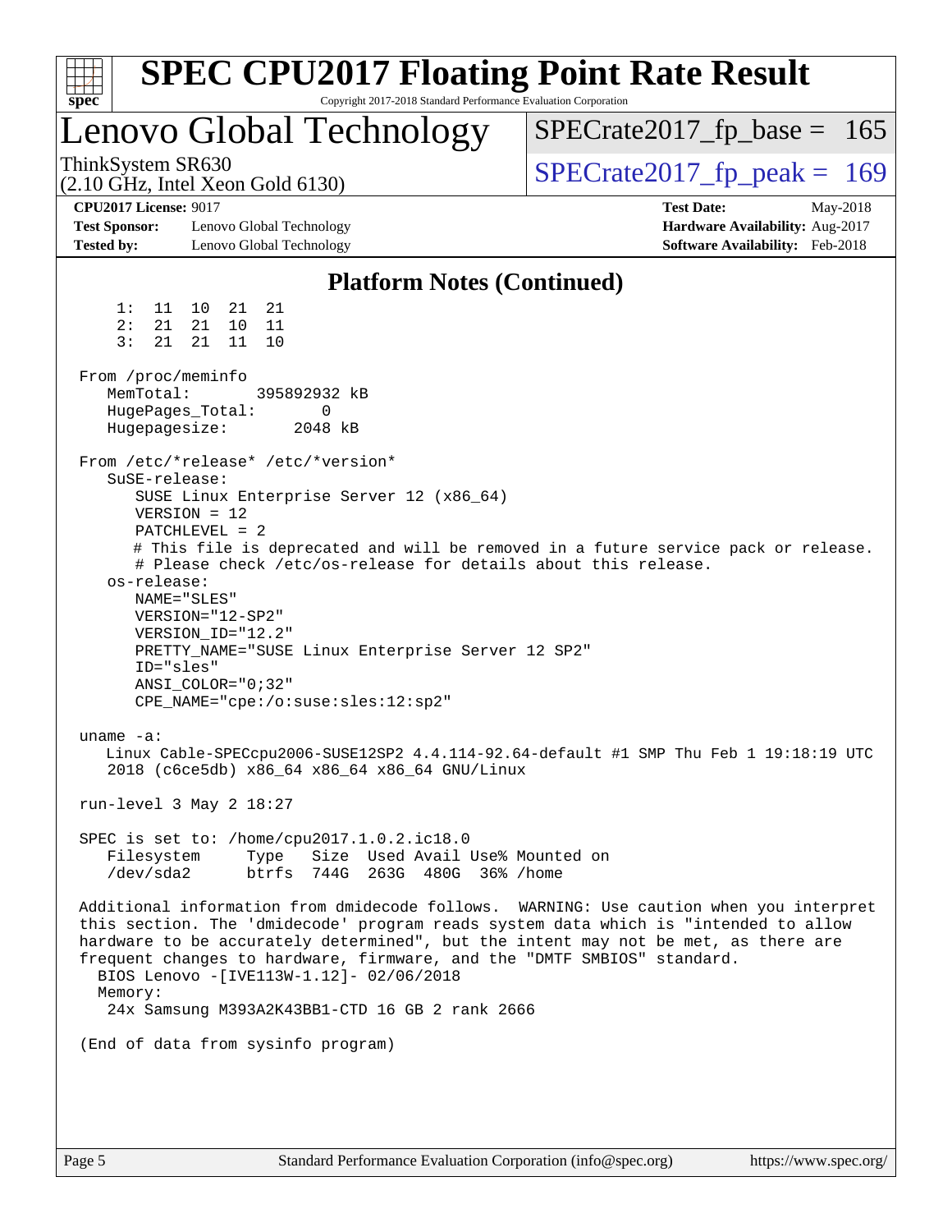# SPEC CPU2017 Floating Point Rate Result

Copyright 2017-2018 Standard Performance Evaluation Corporation

## Lenovo Global Technology

ThinkSystem SR630
(2.10 GHz, Intel Xeon Gold 6130)

SPECrate2017_fp_base = 165

SPECrate2017_fp_peak = 169

**CPU2017 License:** 9017
**Test Sponsor:** Lenovo Global Technology
**Tested by:** Lenovo Global Technology

**Test Date:** May-2018
**Hardware Availability:** Aug-2017
**Software Availability:** Feb-2018

### Platform Notes (Continued)

```
     1:  11  10  21  21
     2:  21  21  10  11
     3:  21  21  11  10

 From /proc/meminfo
    MemTotal:       395892932 kB
    HugePages_Total:       0
    Hugepagesize:       2048 kB

 From /etc/*release* /etc/*version*
    SuSE-release:
       SUSE Linux Enterprise Server 12 (x86_64)
       VERSION = 12
       PATCHLEVEL = 2
       # This file is deprecated and will be removed in a future service pack or release.
       # Please check /etc/os-release for details about this release.
    os-release:
       NAME="SLES"
       VERSION="12-SP2"
       VERSION_ID="12.2"
       PRETTY_NAME="SUSE Linux Enterprise Server 12 SP2"
       ID="sles"
       ANSI_COLOR="0;32"
       CPE_NAME="cpe:/o:suse:sles:12:sp2"

 uname -a:
    Linux Cable-SPECcpu2006-SUSE12SP2 4.4.114-92.64-default #1 SMP Thu Feb 1 19:18:19 UTC
    2018 (c6ce5db) x86_64 x86_64 x86_64 GNU/Linux

 run-level 3 May 2 18:27

 SPEC is set to: /home/cpu2017.1.0.2.ic18.0
    Filesystem     Type   Size  Used Avail Use% Mounted on
    /dev/sda2      btrfs  744G  263G  480G  36% /home

 Additional information from dmidecode follows.  WARNING: Use caution when you interpret
 this section. The 'dmidecode' program reads system data which is "intended to allow
 hardware to be accurately determined", but the intent may not be met, as there are
 frequent changes to hardware, firmware, and the "DMTF SMBIOS" standard.
   BIOS Lenovo -[IVE113W-1.12]- 02/06/2018
   Memory:
    24x Samsung M393A2K43BB1-CTD 16 GB 2 rank 2666

 (End of data from sysinfo program)
```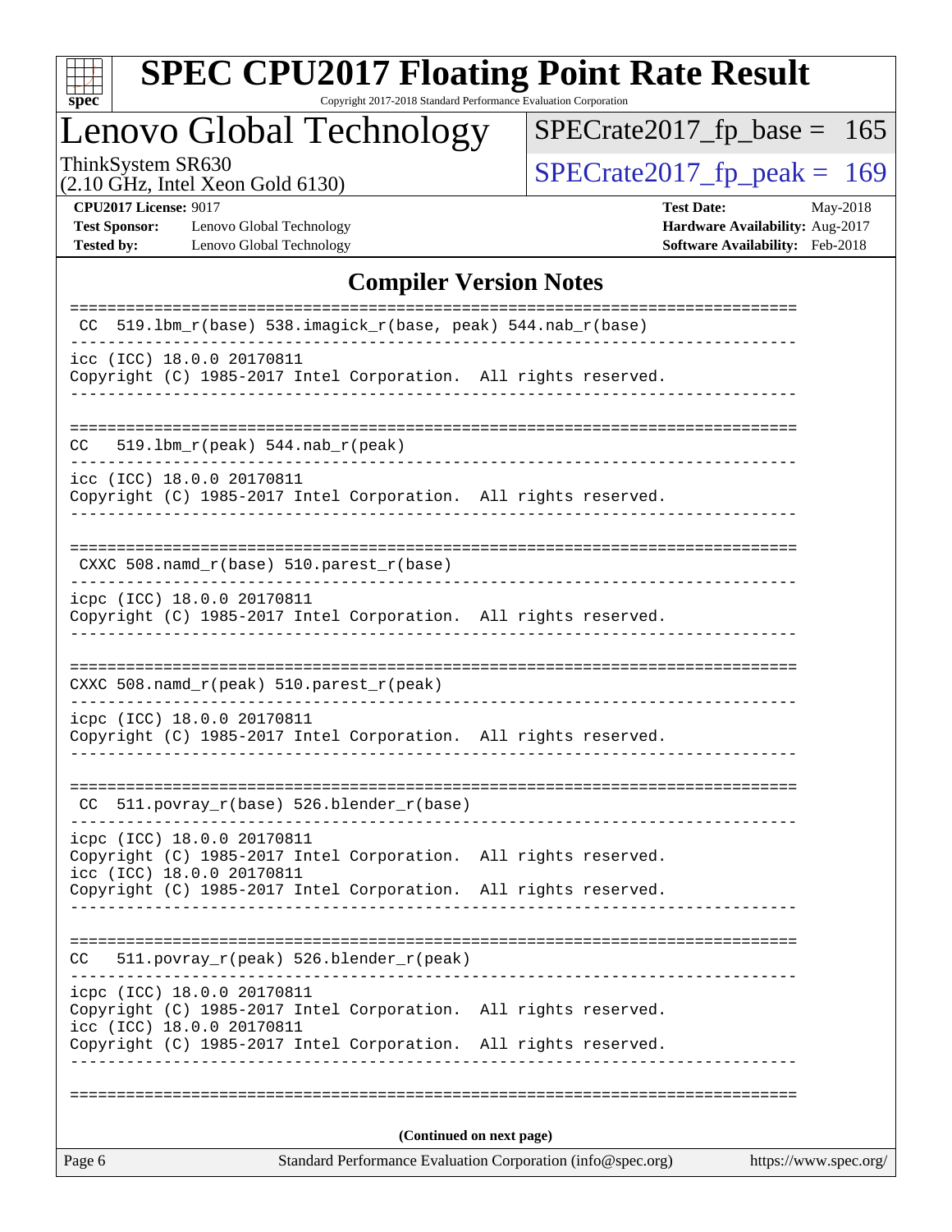# SPEC CPU2017 Floating Point Rate Result

Copyright 2017-2018 Standard Performance Evaluation Corporation

## Lenovo Global Technology

ThinkSystem SR630
(2.10 GHz, Intel Xeon Gold 6130)

SPECrate2017_fp_base = 165

SPECrate2017_fp_peak = 169

**CPU2017 License:** 9017
**Test Sponsor:** Lenovo Global Technology
**Tested by:** Lenovo Global Technology

**Test Date:** May-2018
**Hardware Availability:** Aug-2017
**Software Availability:** Feb-2018

### Compiler Version Notes

```
==============================================================================
 CC  519.lbm_r(base) 538.imagick_r(base, peak) 544.nab_r(base)
------------------------------------------------------------------------------
icc (ICC) 18.0.0 20170811
Copyright (C) 1985-2017 Intel Corporation.  All rights reserved.
------------------------------------------------------------------------------

==============================================================================
CC   519.lbm_r(peak) 544.nab_r(peak)
------------------------------------------------------------------------------
icc (ICC) 18.0.0 20170811
Copyright (C) 1985-2017 Intel Corporation.  All rights reserved.
------------------------------------------------------------------------------

==============================================================================
 CXXC 508.namd_r(base) 510.parest_r(base)
------------------------------------------------------------------------------
icpc (ICC) 18.0.0 20170811
Copyright (C) 1985-2017 Intel Corporation.  All rights reserved.
------------------------------------------------------------------------------

==============================================================================
CXXC 508.namd_r(peak) 510.parest_r(peak)
------------------------------------------------------------------------------
icpc (ICC) 18.0.0 20170811
Copyright (C) 1985-2017 Intel Corporation.  All rights reserved.
------------------------------------------------------------------------------

==============================================================================
 CC  511.povray_r(base) 526.blender_r(base)
------------------------------------------------------------------------------
icpc (ICC) 18.0.0 20170811
Copyright (C) 1985-2017 Intel Corporation.  All rights reserved.
icc (ICC) 18.0.0 20170811
Copyright (C) 1985-2017 Intel Corporation.  All rights reserved.
------------------------------------------------------------------------------

==============================================================================
CC   511.povray_r(peak) 526.blender_r(peak)
------------------------------------------------------------------------------
icpc (ICC) 18.0.0 20170811
Copyright (C) 1985-2017 Intel Corporation.  All rights reserved.
icc (ICC) 18.0.0 20170811
Copyright (C) 1985-2017 Intel Corporation.  All rights reserved.
------------------------------------------------------------------------------

==============================================================================
```

**(Continued on next page)**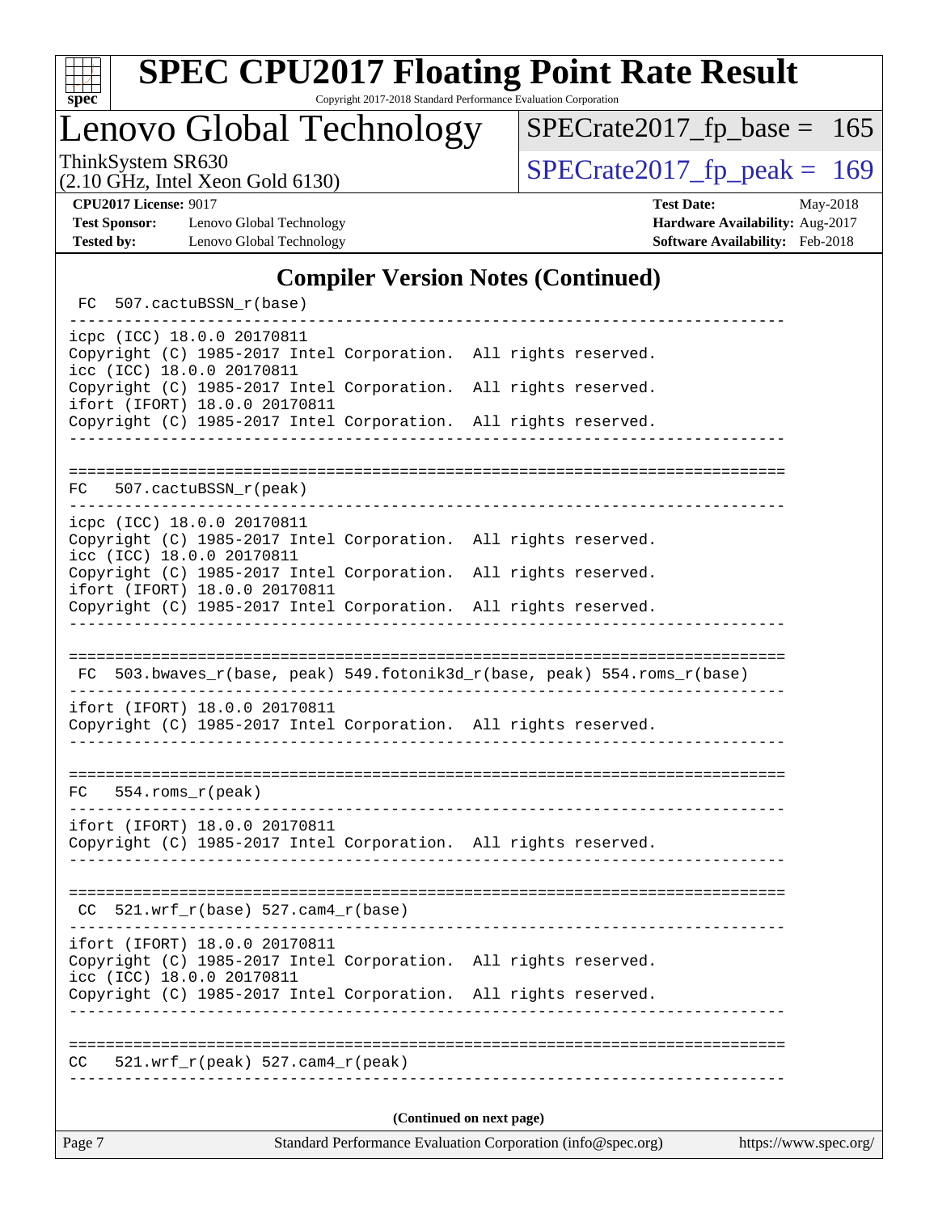## Compiler Version Notes (Continued)

```
 FC  507.cactuBSSN_r(base)
------------------------------------------------------------------------------
icpc (ICC) 18.0.0 20170811
Copyright (C) 1985-2017 Intel Corporation.  All rights reserved.
icc (ICC) 18.0.0 20170811
Copyright (C) 1985-2017 Intel Corporation.  All rights reserved.
ifort (IFORT) 18.0.0 20170811
Copyright (C) 1985-2017 Intel Corporation.  All rights reserved.
------------------------------------------------------------------------------

==============================================================================
 FC  507.cactuBSSN_r(peak)
------------------------------------------------------------------------------
icpc (ICC) 18.0.0 20170811
Copyright (C) 1985-2017 Intel Corporation.  All rights reserved.
icc (ICC) 18.0.0 20170811
Copyright (C) 1985-2017 Intel Corporation.  All rights reserved.
ifort (IFORT) 18.0.0 20170811
Copyright (C) 1985-2017 Intel Corporation.  All rights reserved.
------------------------------------------------------------------------------

==============================================================================
 FC  503.bwaves_r(base, peak) 549.fotonik3d_r(base, peak) 554.roms_r(base)
------------------------------------------------------------------------------
ifort (IFORT) 18.0.0 20170811
Copyright (C) 1985-2017 Intel Corporation.  All rights reserved.
------------------------------------------------------------------------------

==============================================================================
 FC  554.roms_r(peak)
------------------------------------------------------------------------------
ifort (IFORT) 18.0.0 20170811
Copyright (C) 1985-2017 Intel Corporation.  All rights reserved.
------------------------------------------------------------------------------

==============================================================================
 CC  521.wrf_r(base) 527.cam4_r(base)
------------------------------------------------------------------------------
ifort (IFORT) 18.0.0 20170811
Copyright (C) 1985-2017 Intel Corporation.  All rights reserved.
icc (ICC) 18.0.0 20170811
Copyright (C) 1985-2017 Intel Corporation.  All rights reserved.
------------------------------------------------------------------------------

==============================================================================
 CC  521.wrf_r(peak) 527.cam4_r(peak)
------------------------------------------------------------------------------
```

(Continued on next page)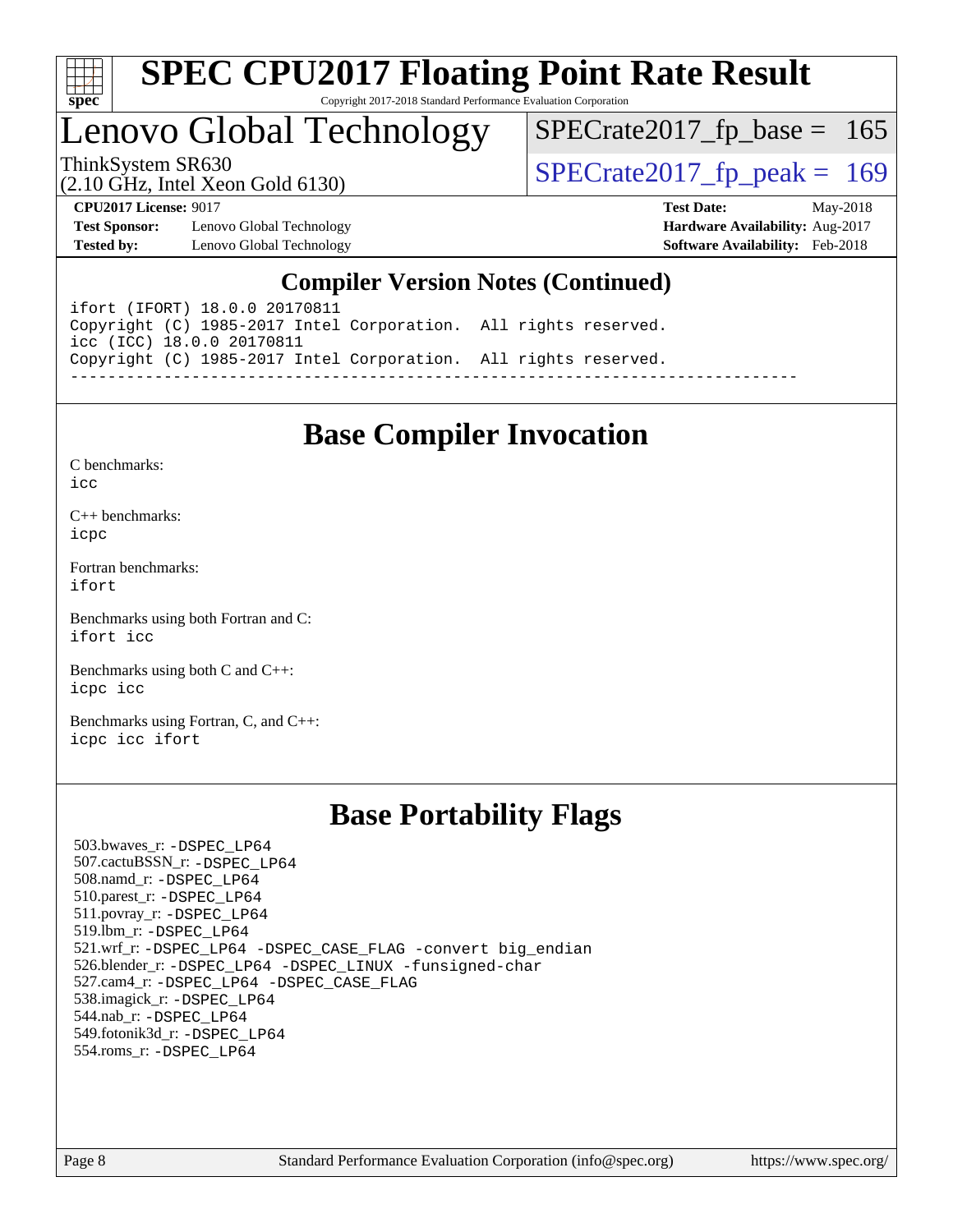# SPEC CPU2017 Floating Point Rate Result

Copyright 2017-2018 Standard Performance Evaluation Corporation

## Lenovo Global Technology

ThinkSystem SR630
(2.10 GHz, Intel Xeon Gold 6130)

SPECrate2017_fp_base = 165

SPECrate2017_fp_peak = 169

**CPU2017 License:** 9017
**Test Sponsor:** Lenovo Global Technology
**Tested by:** Lenovo Global Technology

**Test Date:** May-2018
**Hardware Availability:** Aug-2017
**Software Availability:** Feb-2018

### Compiler Version Notes (Continued)

```
ifort (IFORT) 18.0.0 20170811
Copyright (C) 1985-2017 Intel Corporation.  All rights reserved.
icc (ICC) 18.0.0 20170811
Copyright (C) 1985-2017 Intel Corporation.  All rights reserved.
------------------------------------------------------------------------------
```

## Base Compiler Invocation

C benchmarks:
icc

C++ benchmarks:
icpc

Fortran benchmarks:
ifort

Benchmarks using both Fortran and C:
ifort icc

Benchmarks using both C and C++:
icpc icc

Benchmarks using Fortran, C, and C++:
icpc icc ifort

## Base Portability Flags

503.bwaves_r: -DSPEC_LP64
507.cactuBSSN_r: -DSPEC_LP64
508.namd_r: -DSPEC_LP64
510.parest_r: -DSPEC_LP64
511.povray_r: -DSPEC_LP64
519.lbm_r: -DSPEC_LP64
521.wrf_r: -DSPEC_LP64 -DSPEC_CASE_FLAG -convert big_endian
526.blender_r: -DSPEC_LP64 -DSPEC_LINUX -funsigned-char
527.cam4_r: -DSPEC_LP64 -DSPEC_CASE_FLAG
538.imagick_r: -DSPEC_LP64
544.nab_r: -DSPEC_LP64
549.fotonik3d_r: -DSPEC_LP64
554.roms_r: -DSPEC_LP64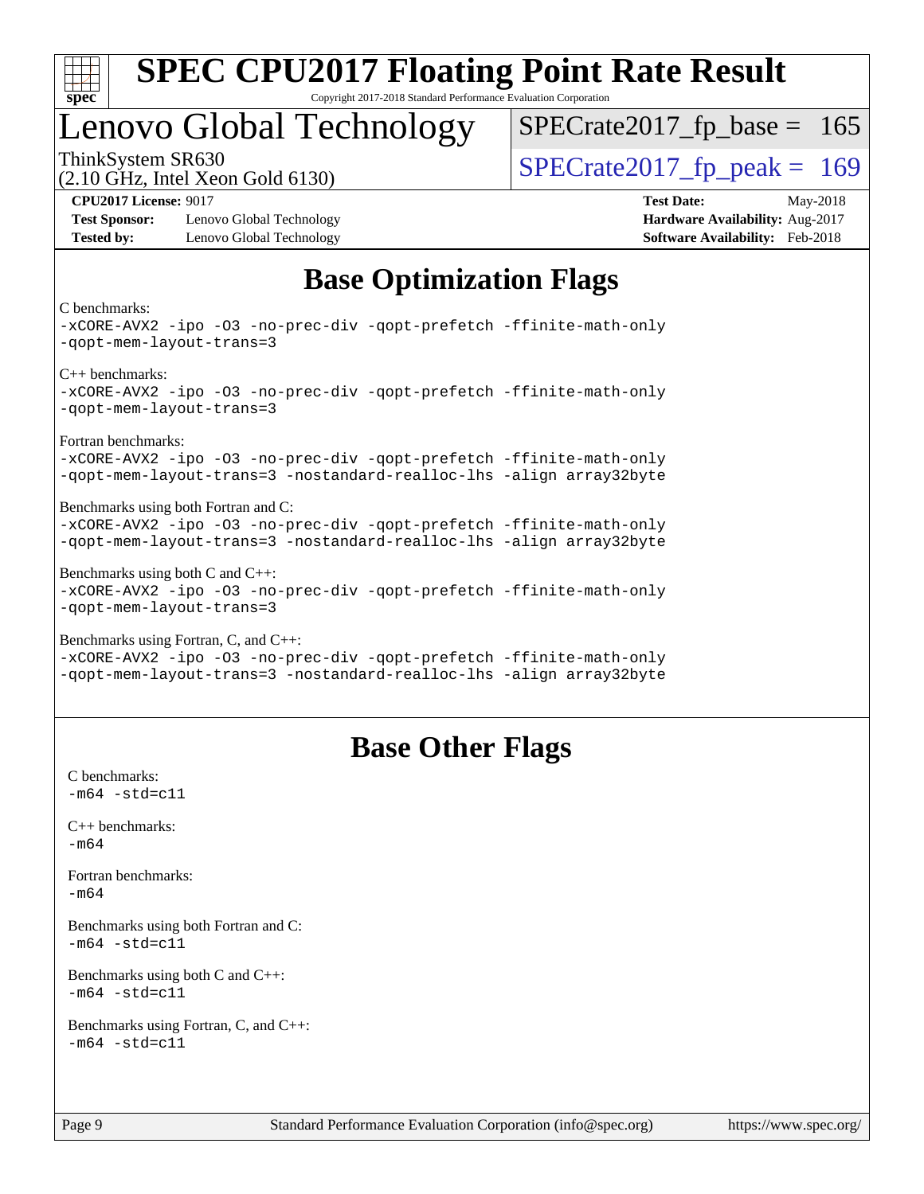# SPEC CPU2017 Floating Point Rate Result

Copyright 2017-2018 Standard Performance Evaluation Corporation

## Lenovo Global Technology

ThinkSystem SR630
(2.10 GHz, Intel Xeon Gold 6130)

SPECrate2017_fp_base = 165

SPECrate2017_fp_peak = 169

| | | | |
|---|---|---|---|
| **CPU2017 License:** | 9017 | **Test Date:** | May-2018 |
| **Test Sponsor:** | Lenovo Global Technology | **Hardware Availability:** | Aug-2017 |
| **Tested by:** | Lenovo Global Technology | **Software Availability:** | Feb-2018 |

## Base Optimization Flags

C benchmarks:
-xCORE-AVX2 -ipo -O3 -no-prec-div -qopt-prefetch -ffinite-math-only
-qopt-mem-layout-trans=3

C++ benchmarks:
-xCORE-AVX2 -ipo -O3 -no-prec-div -qopt-prefetch -ffinite-math-only
-qopt-mem-layout-trans=3

Fortran benchmarks:
-xCORE-AVX2 -ipo -O3 -no-prec-div -qopt-prefetch -ffinite-math-only
-qopt-mem-layout-trans=3 -nostandard-realloc-lhs -align array32byte

Benchmarks using both Fortran and C:
-xCORE-AVX2 -ipo -O3 -no-prec-div -qopt-prefetch -ffinite-math-only
-qopt-mem-layout-trans=3 -nostandard-realloc-lhs -align array32byte

Benchmarks using both C and C++:
-xCORE-AVX2 -ipo -O3 -no-prec-div -qopt-prefetch -ffinite-math-only
-qopt-mem-layout-trans=3

Benchmarks using Fortran, C, and C++:
-xCORE-AVX2 -ipo -O3 -no-prec-div -qopt-prefetch -ffinite-math-only
-qopt-mem-layout-trans=3 -nostandard-realloc-lhs -align array32byte

## Base Other Flags

C benchmarks:
-m64 -std=c11

C++ benchmarks:
-m64

Fortran benchmarks:
-m64

Benchmarks using both Fortran and C:
-m64 -std=c11

Benchmarks using both C and C++:
-m64 -std=c11

Benchmarks using Fortran, C, and C++:
-m64 -std=c11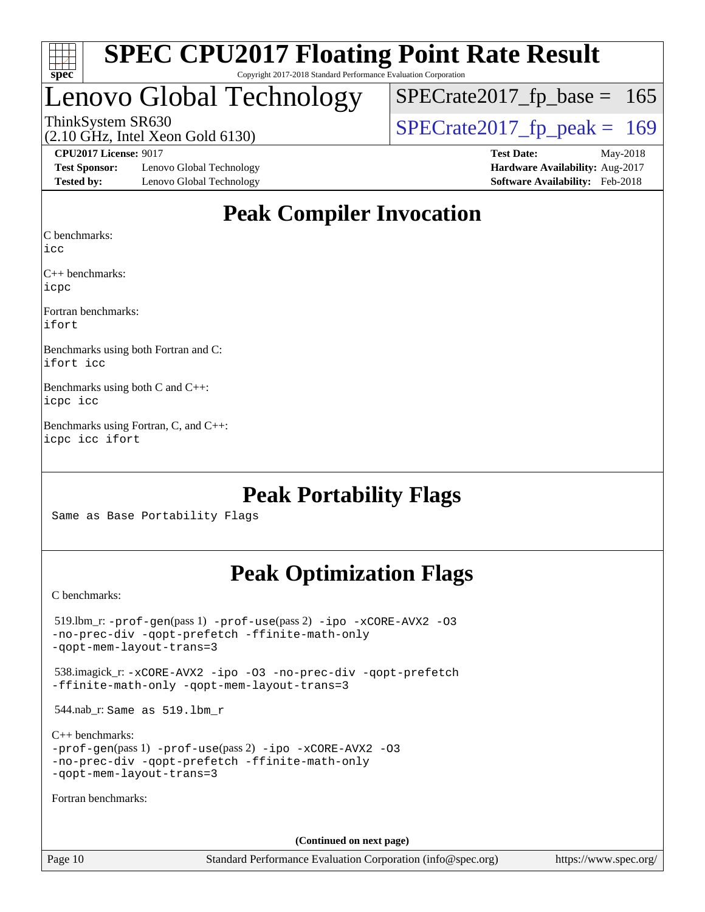# SPEC CPU2017 Floating Point Rate Result

Copyright 2017-2018 Standard Performance Evaluation Corporation

## Lenovo Global Technology

ThinkSystem SR630
(2.10 GHz, Intel Xeon Gold 6130)

SPECrate2017_fp_base = 165

SPECrate2017_fp_peak = 169

**CPU2017 License:** 9017
**Test Sponsor:** Lenovo Global Technology
**Tested by:** Lenovo Global Technology

**Test Date:** May-2018
**Hardware Availability:** Aug-2017
**Software Availability:** Feb-2018

## Peak Compiler Invocation

C benchmarks:
icc

C++ benchmarks:
icpc

Fortran benchmarks:
ifort

Benchmarks using both Fortran and C:
ifort icc

Benchmarks using both C and C++:
icpc icc

Benchmarks using Fortran, C, and C++:
icpc icc ifort

## Peak Portability Flags

Same as Base Portability Flags

## Peak Optimization Flags

C benchmarks:

519.lbm_r: -prof-gen(pass 1) -prof-use(pass 2) -ipo -xCORE-AVX2 -O3 -no-prec-div -qopt-prefetch -ffinite-math-only -qopt-mem-layout-trans=3

538.imagick_r: -xCORE-AVX2 -ipo -O3 -no-prec-div -qopt-prefetch -ffinite-math-only -qopt-mem-layout-trans=3

544.nab_r: Same as 519.lbm_r

C++ benchmarks:
-prof-gen(pass 1) -prof-use(pass 2) -ipo -xCORE-AVX2 -O3 -no-prec-div -qopt-prefetch -ffinite-math-only -qopt-mem-layout-trans=3

Fortran benchmarks:

(Continued on next page)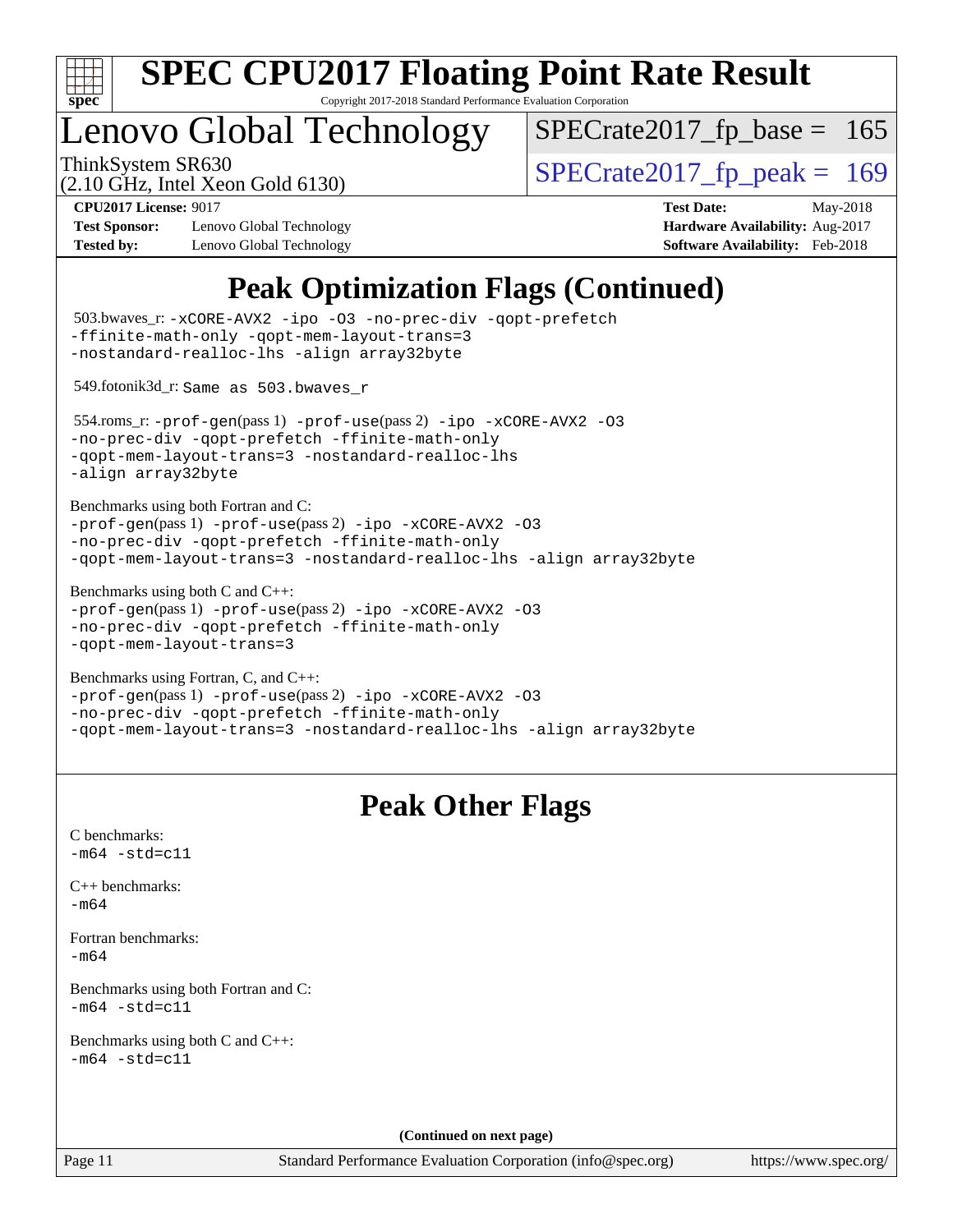# SPEC CPU2017 Floating Point Rate Result

Copyright 2017-2018 Standard Performance Evaluation Corporation

## Lenovo Global Technology

ThinkSystem SR630
(2.10 GHz, Intel Xeon Gold 6130)

SPECrate2017_fp_base = 165

SPECrate2017_fp_peak = 169

**CPU2017 License:** 9017
**Test Sponsor:** Lenovo Global Technology
**Tested by:** Lenovo Global Technology

**Test Date:** May-2018
**Hardware Availability:** Aug-2017
**Software Availability:** Feb-2018

## Peak Optimization Flags (Continued)

503.bwaves_r: `-xCORE-AVX2 -ipo -O3 -no-prec-div -qopt-prefetch -ffinite-math-only -qopt-mem-layout-trans=3 -nostandard-realloc-lhs -align array32byte`

549.fotonik3d_r: `Same as 503.bwaves_r`

554.roms_r: `-prof-gen`(pass 1) `-prof-use`(pass 2) `-ipo -xCORE-AVX2 -O3 -no-prec-div -qopt-prefetch -ffinite-math-only -qopt-mem-layout-trans=3 -nostandard-realloc-lhs -align array32byte`

Benchmarks using both Fortran and C:
`-prof-gen`(pass 1) `-prof-use`(pass 2) `-ipo -xCORE-AVX2 -O3 -no-prec-div -qopt-prefetch -ffinite-math-only -qopt-mem-layout-trans=3 -nostandard-realloc-lhs -align array32byte`

Benchmarks using both C and C++:
`-prof-gen`(pass 1) `-prof-use`(pass 2) `-ipo -xCORE-AVX2 -O3 -no-prec-div -qopt-prefetch -ffinite-math-only -qopt-mem-layout-trans=3`

Benchmarks using Fortran, C, and C++:
`-prof-gen`(pass 1) `-prof-use`(pass 2) `-ipo -xCORE-AVX2 -O3 -no-prec-div -qopt-prefetch -ffinite-math-only -qopt-mem-layout-trans=3 -nostandard-realloc-lhs -align array32byte`

## Peak Other Flags

C benchmarks:
`-m64 -std=c11`

C++ benchmarks:
`-m64`

Fortran benchmarks:
`-m64`

Benchmarks using both Fortran and C:
`-m64 -std=c11`

Benchmarks using both C and C++:
`-m64 -std=c11`

**(Continued on next page)**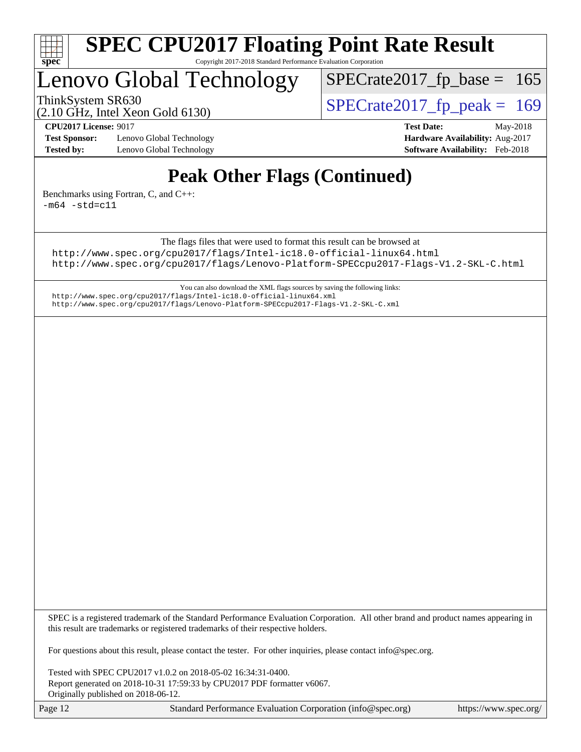## Peak Other Flags (Continued)

Benchmarks using Fortran, C, and C++:
-m64 -std=c11

The flags files that were used to format this result can be browsed at
http://www.spec.org/cpu2017/flags/Intel-ic18.0-official-linux64.html
http://www.spec.org/cpu2017/flags/Lenovo-Platform-SPECcpu2017-Flags-V1.2-SKL-C.html

You can also download the XML flags sources by saving the following links:
http://www.spec.org/cpu2017/flags/Intel-ic18.0-official-linux64.xml
http://www.spec.org/cpu2017/flags/Lenovo-Platform-SPECcpu2017-Flags-V1.2-SKL-C.xml

SPEC is a registered trademark of the Standard Performance Evaluation Corporation. All other brand and product names appearing in this result are trademarks or registered trademarks of their respective holders.

For questions about this result, please contact the tester. For other inquiries, please contact info@spec.org.

Tested with SPEC CPU2017 v1.0.2 on 2018-05-02 16:34:31-0400.
Report generated on 2018-10-31 17:59:33 by CPU2017 PDF formatter v6067.
Originally published on 2018-06-12.